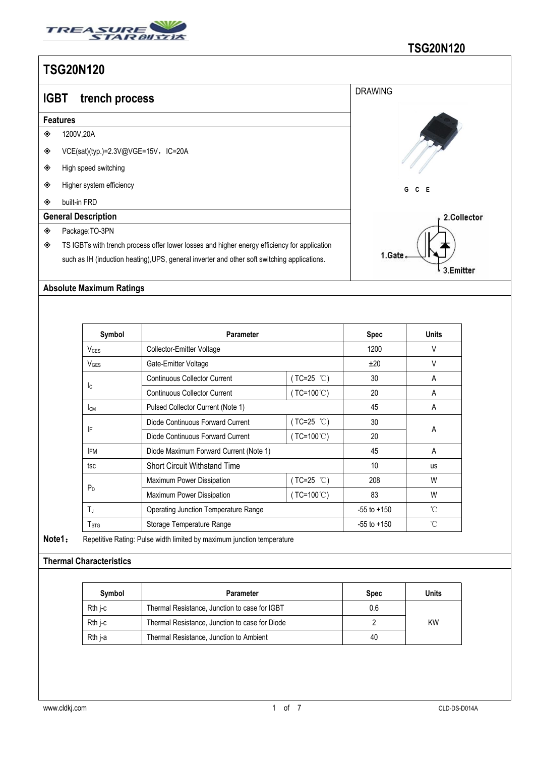# TSG20N120

## IGBT trench process

### Features

- 1200V,20A
- VCE(sat)(typ.)=2.3V@VGE=15V，IC=20A
- High speed switching
- Higher system efficiency
- built-in FRD

### General Description

- Package:TO-3PN
- TS IGBTs with trench process offer lower losses and higher energy efficiency for application such as IH (induction heating),UPS, general inverter and other soft switching applications.

DRAWING

G C E

1.Gate 2.Collector 3.Emitter

### Absolute Maximum Ratings

| Symbol | Parameter | | Spec | Units |
|---|---|---|---|---|
| $V_{CES}$ | Collector-Emitter Voltage | | 1200 | V |
| $V_{GES}$ | Gate-Emitter Voltage | | ±20 | V |
| $I_C$ | Continuous Collector Current | ( TC=25 ℃) | 30 | A |
| | Continuous Collector Current | ( TC=100℃) | 20 | A |
| $I_{CM}$ | Pulsed Collector Current (Note 1) | | 45 | A |
| IF | Diode Continuous Forward Current | ( TC=25 ℃) | 30 | A |
| | Diode Continuous Forward Current | ( TC=100℃) | 20 | |
| IFM | Diode Maximum Forward Current (Note 1) | | 45 | A |
| tsc | Short Circuit Withstand Time | | 10 | us |
| $P_D$ | Maximum Power Dissipation | ( TC=25 ℃) | 208 | W |
| | Maximum Power Dissipation | ( TC=100℃) | 83 | W |
| $T_J$ | Operating Junction Temperature Range | | -55 to +150 | ℃ |
| $T_{STG}$ | Storage Temperature Range | | -55 to +150 | ℃ |

**Note1：** Repetitive Rating: Pulse width limited by maximum junction temperature

### Thermal Characteristics

| Symbol | Parameter | Spec | Units |
|---|---|---|---|
| Rth j-c | Thermal Resistance, Junction to case for IGBT | 0.6 | KW |
| Rth j-c | Thermal Resistance, Junction to case for Diode | 2 | |
| Rth j-a | Thermal Resistance, Junction to Ambient | 40 | |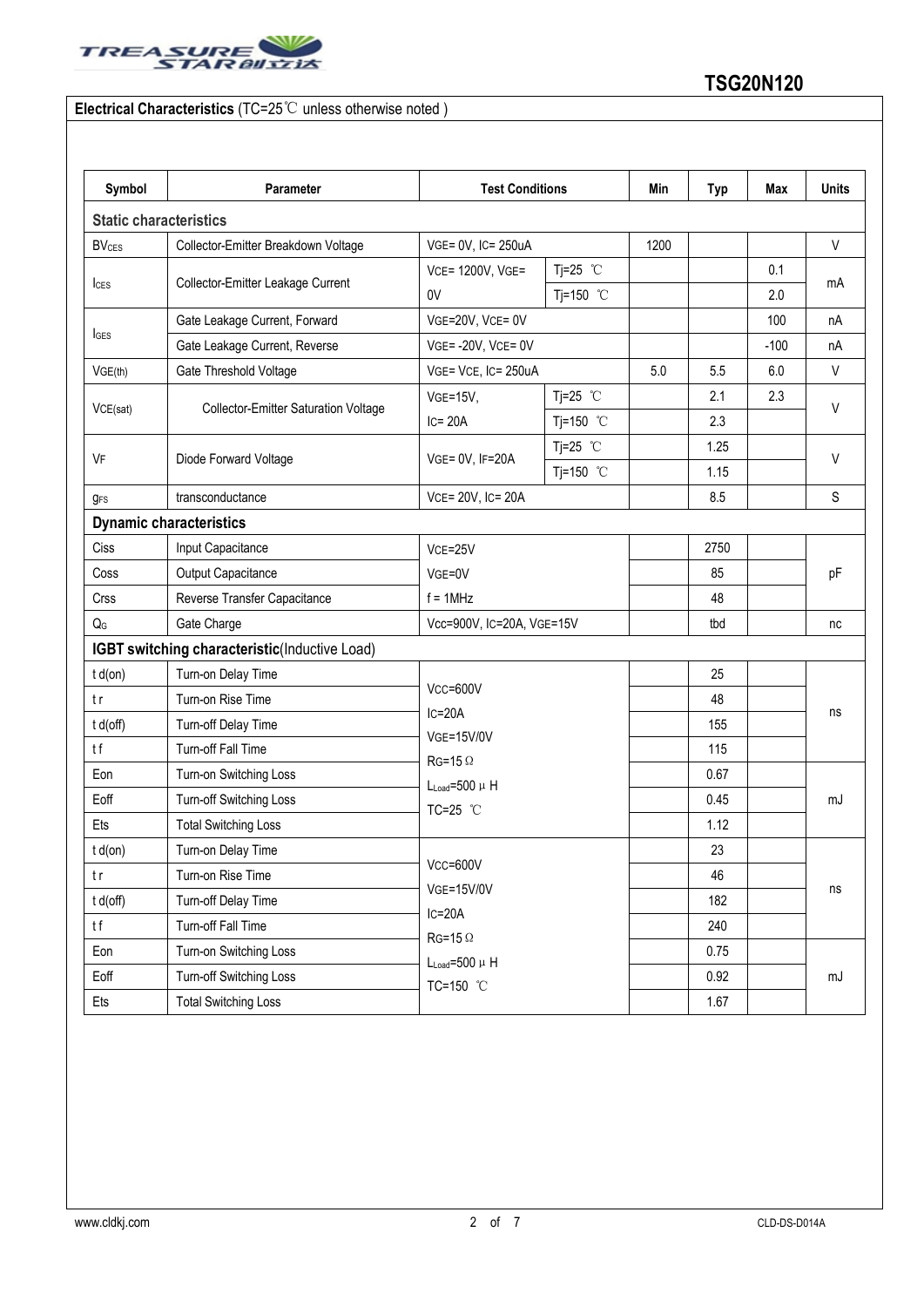## Electrical Characteristics (TC=25℃ unless otherwise noted )

| Symbol | Parameter | Test Conditions | | Min | Typ | Max | Units |
|---|---|---|---|---|---|---|---|
| **Static characteristics** | | | | | | | |
| $BV_{CES}$ | Collector-Emitter Breakdown Voltage | VGE= 0V, IC= 250uA | | 1200 | | | V |
| $I_{CES}$ | Collector-Emitter Leakage Current | VCE= 1200V, VGE= 0V | Tj=25 ℃ | | | 0.1 | mA |
| | | | Tj=150 ℃ | | | 2.0 | |
| $I_{GES}$ | Gate Leakage Current, Forward | VGE=20V, VCE= 0V | | | | 100 | nA |
| | Gate Leakage Current, Reverse | VGE= -20V, VCE= 0V | | | | -100 | nA |
| $V_{GE(th)}$ | Gate Threshold Voltage | VGE= VCE, IC= 250uA | | 5.0 | 5.5 | 6.0 | V |
| $V_{CE(sat)}$ | Collector-Emitter Saturation Voltage | VGE=15V, IC= 20A | Tj=25 ℃ | | 2.1 | 2.3 | V |
| | | | Tj=150 ℃ | | 2.3 | | |
| $V_F$ | Diode Forward Voltage | VGE= 0V, IF=20A | Tj=25 ℃ | | 1.25 | | V |
| | | | Tj=150 ℃ | | 1.15 | | |
| $g_{FS}$ | transconductance | VCE= 20V, IC= 20A | | | 8.5 | | S |
| **Dynamic characteristics** | | | | | | | |
| Ciss | Input Capacitance | VCE=25V<br>VGE=0V<br>f = 1MHz | | | 2750 | | pF |
| Coss | Output Capacitance | | | | 85 | | |
| Crss | Reverse Transfer Capacitance | | | | 48 | | |
| $Q_G$ | Gate Charge | Vcc=900V, IC=20A, VGE=15V | | | tbd | | nc |
| **IGBT switching characteristic**(Inductive Load) | | | | | | | |
| t d(on) | Turn-on Delay Time | VCC=600V<br>IC=20A<br>VGE=15V/0V<br>RG=15 Ω<br>$L_{Load}$=500 μ H<br>TC=25 ℃ | | | 25 | | ns |
| t r | Turn-on Rise Time | | | | 48 | | |
| t d(off) | Turn-off Delay Time | | | | 155 | | |
| t f | Turn-off Fall Time | | | | 115 | | |
| Eon | Turn-on Switching Loss | | | | 0.67 | | mJ |
| Eoff | Turn-off Switching Loss | | | | 0.45 | | |
| Ets | Total Switching Loss | | | | 1.12 | | |
| t d(on) | Turn-on Delay Time | VCC=600V<br>VGE=15V/0V<br>IC=20A<br>RG=15 Ω<br>$L_{Load}$=500 μ H<br>TC=150 ℃ | | | 23 | | ns |
| t r | Turn-on Rise Time | | | | 46 | | |
| t d(off) | Turn-off Delay Time | | | | 182 | | |
| t f | Turn-off Fall Time | | | | 240 | | |
| Eon | Turn-on Switching Loss | | | | 0.75 | | mJ |
| Eoff | Turn-off Switching Loss | | | | 0.92 | | |
| Ets | Total Switching Loss | | | | 1.67 | | |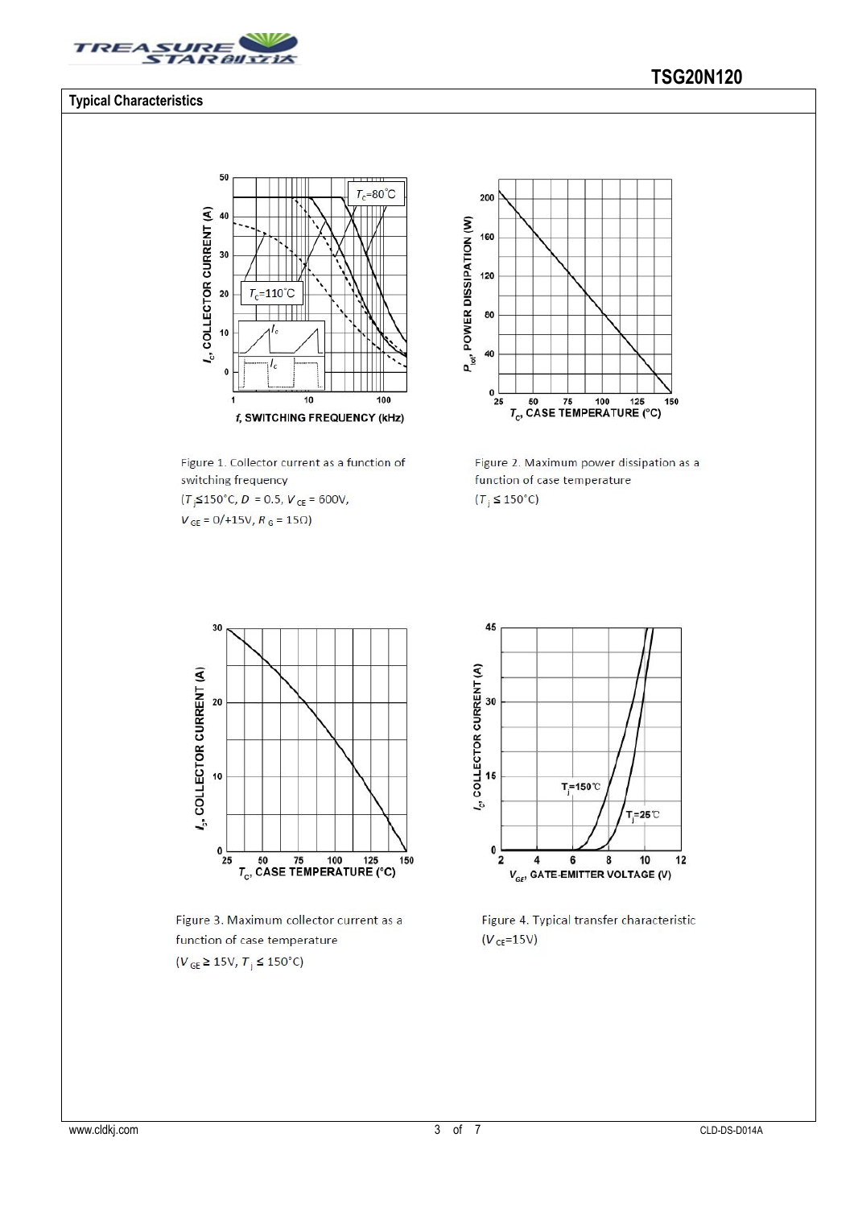## Typical Characteristics

Figure 1. Collector current as a function of switching frequency
($T_j$≤150°C, $D$ = 0.5, $V_{CE}$ = 600V, $V_{GE}$ = 0/+15V, $R_G$ = 15Ω)

Figure 2. Maximum power dissipation as a function of case temperature
($T_j$ ≤ 150°C)

Figure 3. Maximum collector current as a function of case temperature
($V_{GE}$ ≥ 15V, $T_j$ ≤ 150°C)

Figure 4. Typical transfer characteristic
($V_{CE}$=15V)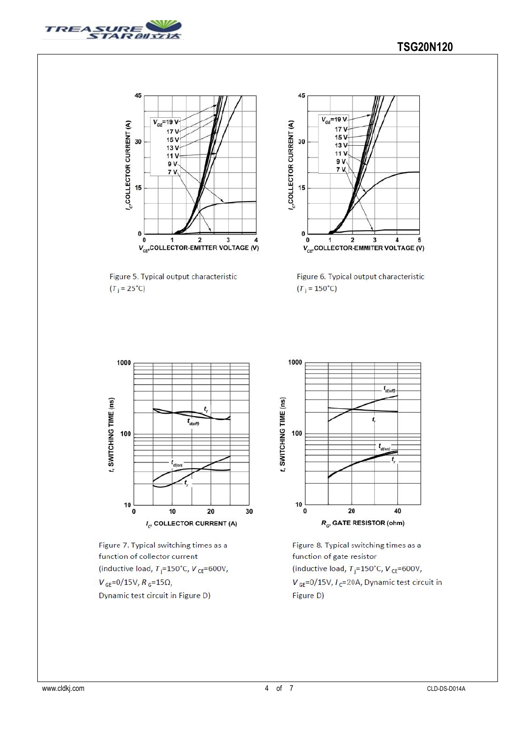Figure 5. Typical output characteristic
($T_j$ = 25°C)

Figure 6. Typical output characteristic
($T_j$ = 150°C)

Figure 7. Typical switching times as a function of collector current
(inductive load, $T_j$=150°C, $V_{CE}$=600V, $V_{GE}$=0/15V, $R_G$=15Ω, Dynamic test circuit in Figure D)

Figure 8. Typical switching times as a function of gate resistor
(inductive load, $T_j$=150°C, $V_{CE}$=600V, $V_{GE}$=0/15V, $I_C$=20A, Dynamic test circuit in Figure D)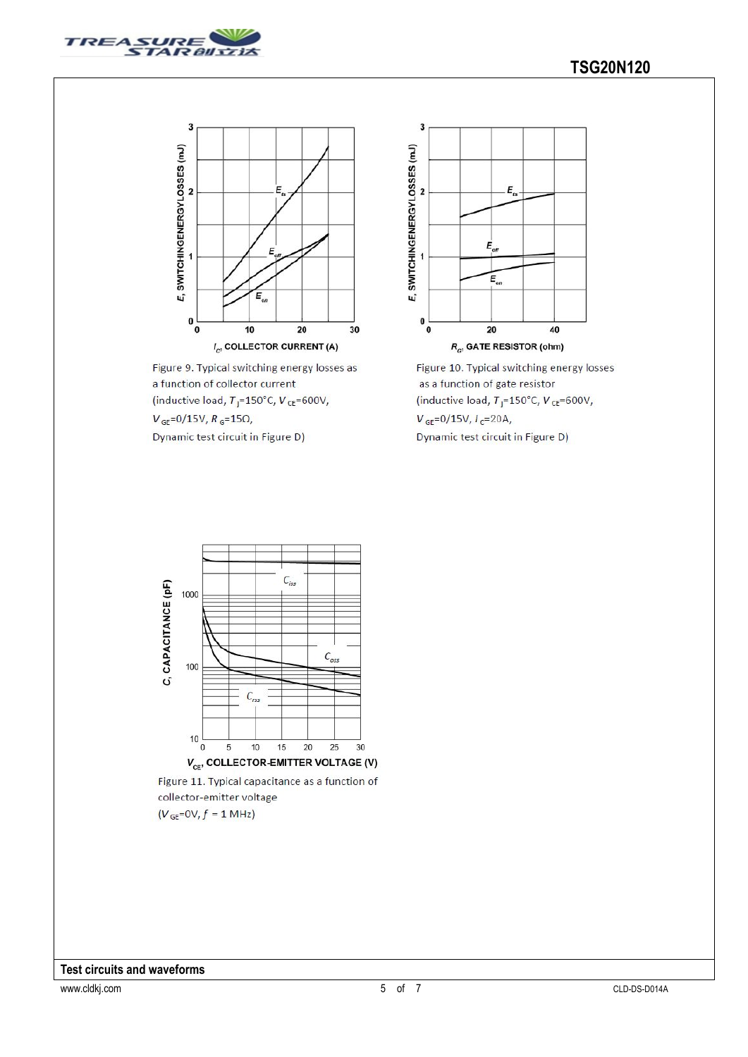Figure 9. Typical switching energy losses as a function of collector current (inductive load, $T_J$=150°C, $V_{CE}$=600V, $V_{GE}$=0/15V, $R_G$=15Ω, Dynamic test circuit in Figure D)

Figure 10. Typical switching energy losses as a function of gate resistor (inductive load, $T_J$=150°C, $V_{CE}$=600V, $V_{GE}$=0/15V, $I_C$=20A, Dynamic test circuit in Figure D)

Figure 11. Typical capacitance as a function of collector-emitter voltage ($V_{GE}$=0V, $f$ = 1 MHz)

**Test circuits and waveforms**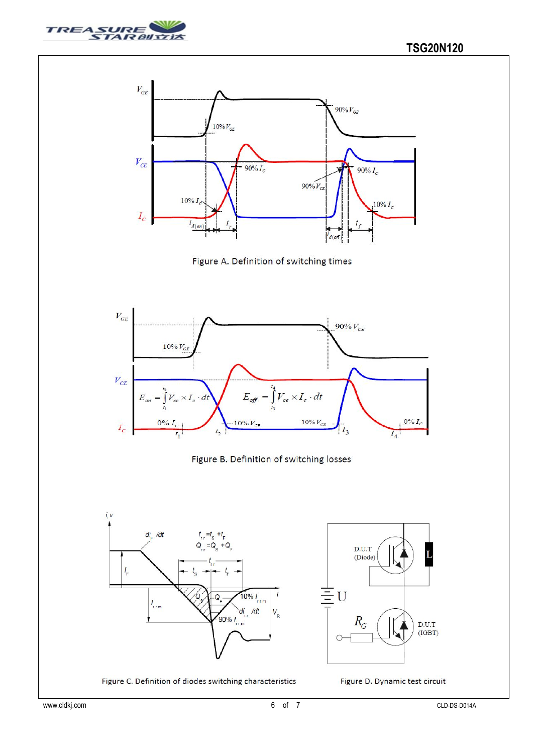Figure A. Definition of switching times

$$E_{on} = \int_{t_1}^{t_2} V_{ce} \times I_c \cdot dt \qquad E_{off} = \int_{t_3}^{t_4} V_{ce} \times I_c \cdot dt$$

Figure B. Definition of switching losses

$t_{rr} = t_S + t_F$

$Q_{rr} = Q_S + Q_F$

Figure C. Definition of diodes switching characteristics

Figure D. Dynamic test circuit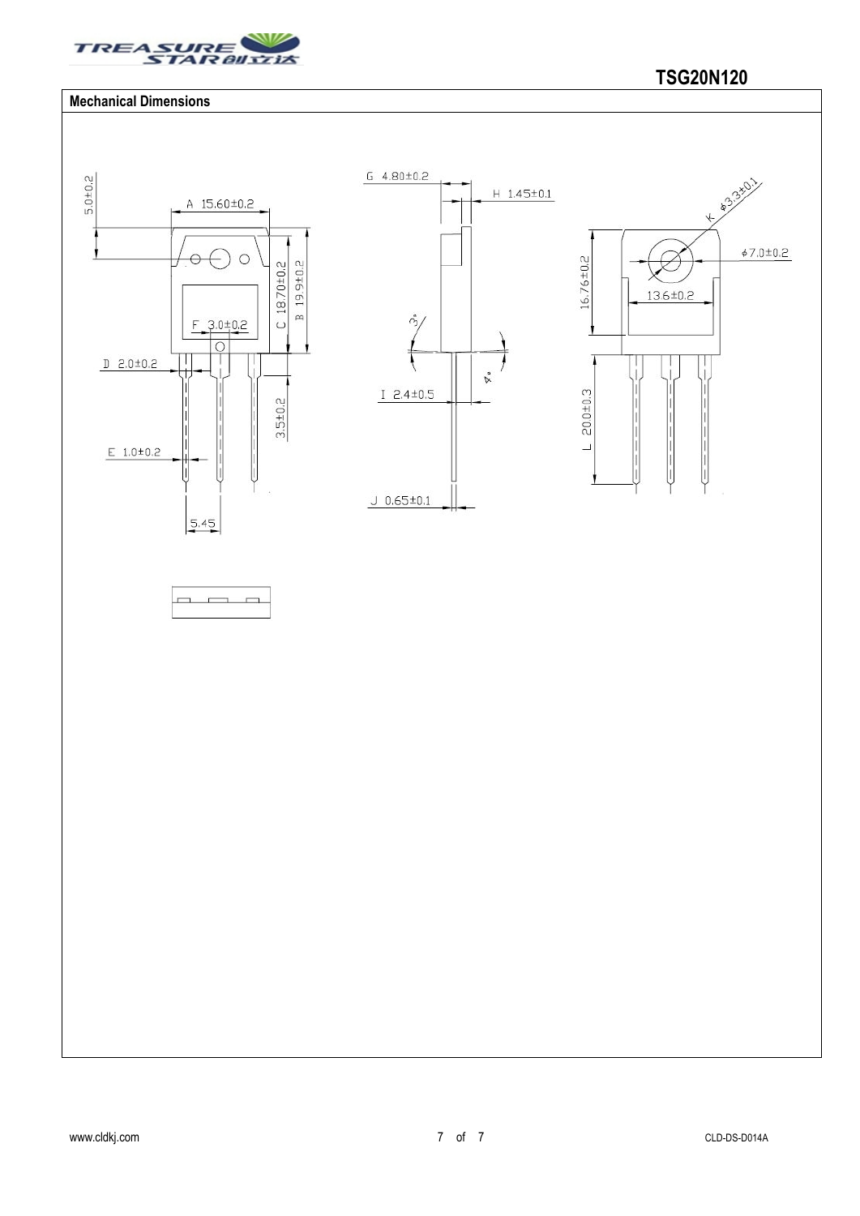## Mechanical Dimensions

5.0±0.2

A 15.60±0.2

C 18.70±0.2

B 19.9±0.2

F 3.0±0.2

D 2.0±0.2

3.5±0.2

E 1.0±0.2

5.45

G 4.80±0.2

H 1.45±0.1

3°

4°

I 2.4±0.5

J 0.65±0.1

K ϕ3.3±0.1

ϕ7.0±0.2

16.76±0.2

13.6±0.2

L 20.0±0.3